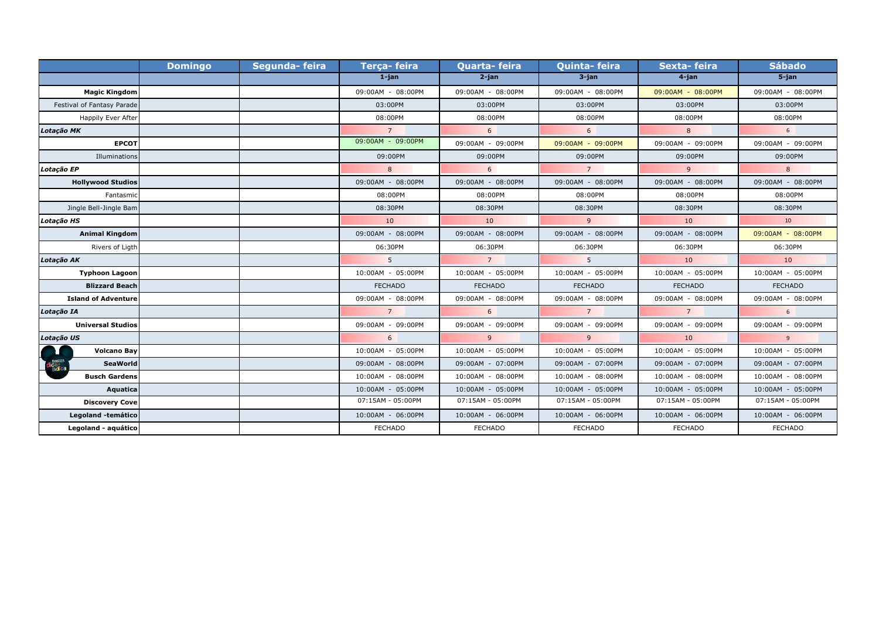| | Domingo | Segunda- feira | Terça- feira | Quarta- feira | Quinta- feira | Sexta- feira | Sábado |
|---|---|---|---|---|---|---|---|
| | | | 1-jan | 2-jan | 3-jan | 4-jan | 5-jan |
| **Magic Kingdom** | | | 09:00AM - 08:00PM | 09:00AM - 08:00PM | 09:00AM - 08:00PM | 09:00AM - 08:00PM | 09:00AM - 08:00PM |
| Festival of Fantasy Parade | | | 03:00PM | 03:00PM | 03:00PM | 03:00PM | 03:00PM |
| Happily Ever After | | | 08:00PM | 08:00PM | 08:00PM | 08:00PM | 08:00PM |
| ***Lotação MK*** | | | 7 | 6 | 6 | 8 | 6 |
| **EPCOT** | | | 09:00AM - 09:00PM | 09:00AM - 09:00PM | 09:00AM - 09:00PM | 09:00AM - 09:00PM | 09:00AM - 09:00PM |
| Illuminations | | | 09:00PM | 09:00PM | 09:00PM | 09:00PM | 09:00PM |
| ***Lotação EP*** | | | 8 | 6 | 7 | 9 | 8 |
| **Hollywood Studios** | | | 09:00AM - 08:00PM | 09:00AM - 08:00PM | 09:00AM - 08:00PM | 09:00AM - 08:00PM | 09:00AM - 08:00PM |
| Fantasmic | | | 08:00PM | 08:00PM | 08:00PM | 08:00PM | 08:00PM |
| Jingle Bell-Jingle Bam | | | 08:30PM | 08:30PM | 08:30PM | 08:30PM | 08:30PM |
| ***Lotação HS*** | | | 10 | 10 | 9 | 10 | 10 |
| **Animal Kingdom** | | | 09:00AM - 08:00PM | 09:00AM - 08:00PM | 09:00AM - 08:00PM | 09:00AM - 08:00PM | 09:00AM - 08:00PM |
| Rivers of Ligth | | | 06:30PM | 06:30PM | 06:30PM | 06:30PM | 06:30PM |
| ***Lotação AK*** | | | 5 | 7 | 5 | 10 | 10 |
| **Typhoon Lagoon** | | | 10:00AM - 05:00PM | 10:00AM - 05:00PM | 10:00AM - 05:00PM | 10:00AM - 05:00PM | 10:00AM - 05:00PM |
| **Blizzard Beach** | | | FECHADO | FECHADO | FECHADO | FECHADO | FECHADO |
| **Island of Adventure** | | | 09:00AM - 08:00PM | 09:00AM - 08:00PM | 09:00AM - 08:00PM | 09:00AM - 08:00PM | 09:00AM - 08:00PM |
| ***Lotação IA*** | | | 7 | 6 | 7 | 7 | 6 |
| **Universal Studios** | | | 09:00AM - 09:00PM | 09:00AM - 09:00PM | 09:00AM - 09:00PM | 09:00AM - 09:00PM | 09:00AM - 09:00PM |
| ***Lotação US*** | | | 6 | 9 | 9 | 10 | 9 |
| **Volcano Bay** | | | 10:00AM - 05:00PM | 10:00AM - 05:00PM | 10:00AM - 05:00PM | 10:00AM - 05:00PM | 10:00AM - 05:00PM |
| **SeaWorld** | | | 09:00AM - 08:00PM | 09:00AM - 07:00PM | 09:00AM - 07:00PM | 09:00AM - 07:00PM | 09:00AM - 07:00PM |
| **Busch Gardens** | | | 10:00AM - 08:00PM | 10:00AM - 08:00PM | 10:00AM - 08:00PM | 10:00AM - 08:00PM | 10:00AM - 08:00PM |
| **Aquatica** | | | 10:00AM - 05:00PM | 10:00AM - 05:00PM | 10:00AM - 05:00PM | 10:00AM - 05:00PM | 10:00AM - 05:00PM |
| **Discovery Cove** | | | 07:15AM - 05:00PM | 07:15AM - 05:00PM | 07:15AM - 05:00PM | 07:15AM - 05:00PM | 07:15AM - 05:00PM |
| **Legoland -temático** | | | 10:00AM - 06:00PM | 10:00AM - 06:00PM | 10:00AM - 06:00PM | 10:00AM - 06:00PM | 10:00AM - 06:00PM |
| **Legoland - aquático** | | | FECHADO | FECHADO | FECHADO | FECHADO | FECHADO |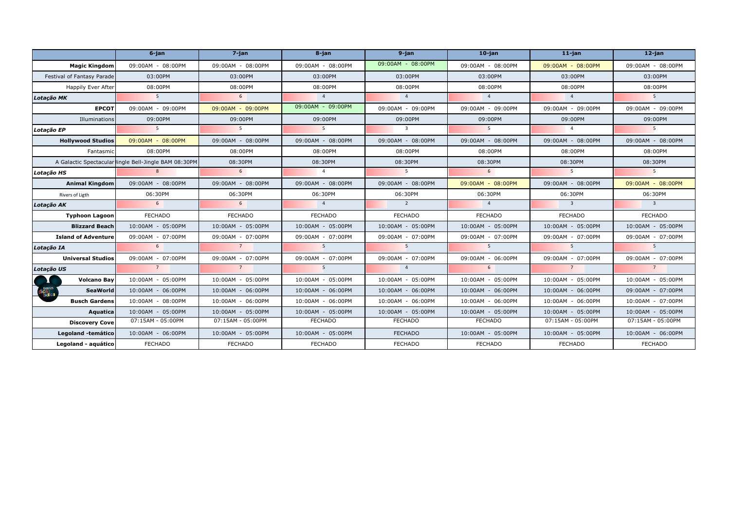| | 6-jan | 7-jan | 8-jan | 9-jan | 10-jan | 11-jan | 12-jan |
|---|---|---|---|---|---|---|---|
| **Magic Kingdom** | 09:00AM - 08:00PM | 09:00AM - 08:00PM | 09:00AM - 08:00PM | 09:00AM - 08:00PM | 09:00AM - 08:00PM | 09:00AM - 08:00PM | 09:00AM - 08:00PM |
| Festival of Fantasy Parade | 03:00PM | 03:00PM | 03:00PM | 03:00PM | 03:00PM | 03:00PM | 03:00PM |
| Happily Ever After | 08:00PM | 08:00PM | 08:00PM | 08:00PM | 08:00PM | 08:00PM | 08:00PM |
| ***Lotação MK*** | 5 | 6 | 4 | 4 | 4 | 4 | 5 |
| **EPCOT** | 09:00AM - 09:00PM | 09:00AM - 09:00PM | 09:00AM - 09:00PM | 09:00AM - 09:00PM | 09:00AM - 09:00PM | 09:00AM - 09:00PM | 09:00AM - 09:00PM |
| Illuminations | 09:00PM | 09:00PM | 09:00PM | 09:00PM | 09:00PM | 09:00PM | 09:00PM |
| ***Lotação EP*** | 5 | 5 | 5 | 3 | 5 | 4 | 5 |
| **Hollywood Studios** | 09:00AM - 08:00PM | 09:00AM - 08:00PM | 09:00AM - 08:00PM | 09:00AM - 08:00PM | 09:00AM - 08:00PM | 09:00AM - 08:00PM | 09:00AM - 08:00PM |
| Fantasmic | 08:00PM | 08:00PM | 08:00PM | 08:00PM | 08:00PM | 08:00PM | 08:00PM |
| A Galactic Spectacular | Jingle Bell-Jingle BAM 08:30PM | 08:30PM | 08:30PM | 08:30PM | 08:30PM | 08:30PM | 08:30PM |
| ***Lotação HS*** | 8 | 6 | 4 | 5 | 6 | 5 | 5 |
| **Animal Kingdom** | 09:00AM - 08:00PM | 09:00AM - 08:00PM | 09:00AM - 08:00PM | 09:00AM - 08:00PM | 09:00AM - 08:00PM | 09:00AM - 08:00PM | 09:00AM - 08:00PM |
| Rivers of Ligth | 06:30PM | 06:30PM | 06:30PM | 06:30PM | 06:30PM | 06:30PM | 06:30PM |
| ***Lotação AK*** | 6 | 6 | 4 | 2 | 4 | 3 | 3 |
| **Typhoon Lagoon** | FECHADO | FECHADO | FECHADO | FECHADO | FECHADO | FECHADO | FECHADO |
| **Blizzard Beach** | 10:00AM - 05:00PM | 10:00AM - 05:00PM | 10:00AM - 05:00PM | 10:00AM - 05:00PM | 10:00AM - 05:00PM | 10:00AM - 05:00PM | 10:00AM - 05:00PM |
| **Island of Adventure** | 09:00AM - 07:00PM | 09:00AM - 07:00PM | 09:00AM - 07:00PM | 09:00AM - 07:00PM | 09:00AM - 07:00PM | 09:00AM - 07:00PM | 09:00AM - 07:00PM |
| ***Lotação IA*** | 6 | 7 | 5 | 5 | 5 | 5 | 5 |
| **Universal Studios** | 09:00AM - 07:00PM | 09:00AM - 07:00PM | 09:00AM - 07:00PM | 09:00AM - 07:00PM | 09:00AM - 06:00PM | 09:00AM - 07:00PM | 09:00AM - 07:00PM |
| ***Lotação US*** | 7 | 7 | 5 | 4 | 6 | 7 | 7 |
| **Volcano Bay** | 10:00AM - 05:00PM | 10:00AM - 05:00PM | 10:00AM - 05:00PM | 10:00AM - 05:00PM | 10:00AM - 05:00PM | 10:00AM - 05:00PM | 10:00AM - 05:00PM |
| **SeaWorld** | 10:00AM - 06:00PM | 10:00AM - 06:00PM | 10:00AM - 06:00PM | 10:00AM - 06:00PM | 10:00AM - 06:00PM | 10:00AM - 06:00PM | 09:00AM - 07:00PM |
| **Busch Gardens** | 10:00AM - 08:00PM | 10:00AM - 06:00PM | 10:00AM - 06:00PM | 10:00AM - 06:00PM | 10:00AM - 06:00PM | 10:00AM - 06:00PM | 10:00AM - 07:00PM |
| **Aquatica** | 10:00AM - 05:00PM | 10:00AM - 05:00PM | 10:00AM - 05:00PM | 10:00AM - 05:00PM | 10:00AM - 05:00PM | 10:00AM - 05:00PM | 10:00AM - 05:00PM |
| **Discovery Cove** | 07:15AM - 05:00PM | 07:15AM - 05:00PM | FECHADO | FECHADO | FECHADO | 07:15AM - 05:00PM | 07:15AM - 05:00PM |
| **Legoland -temático** | 10:00AM - 06:00PM | 10:00AM - 05:00PM | 10:00AM - 05:00PM | FECHADO | 10:00AM - 05:00PM | 10:00AM - 05:00PM | 10:00AM - 06:00PM |
| **Legoland - aquático** | FECHADO | FECHADO | FECHADO | FECHADO | FECHADO | FECHADO | FECHADO |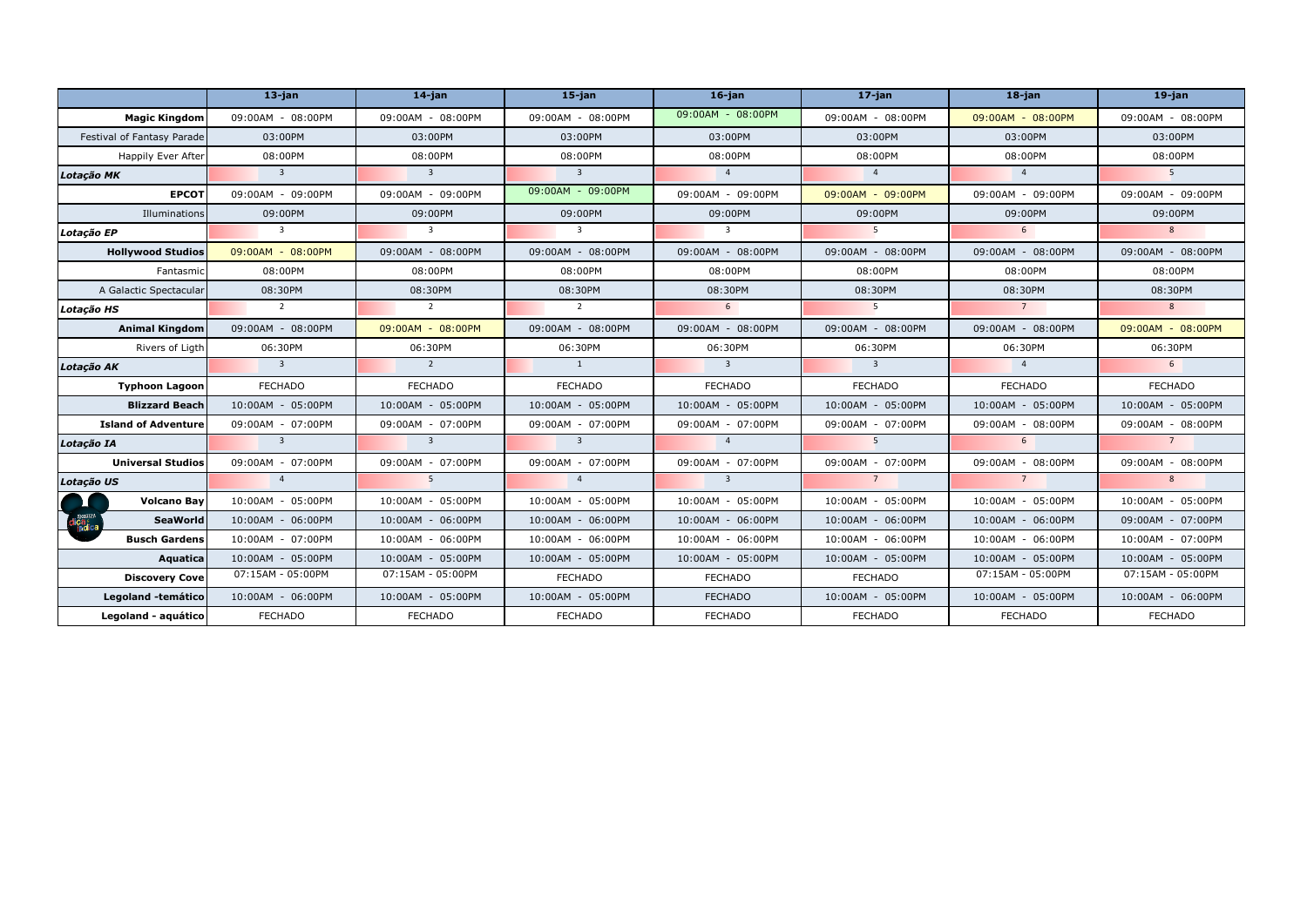| | 13-jan | 14-jan | 15-jan | 16-jan | 17-jan | 18-jan | 19-jan |
|---|---|---|---|---|---|---|---|
| **Magic Kingdom** | 09:00AM - 08:00PM | 09:00AM - 08:00PM | 09:00AM - 08:00PM | 09:00AM - 08:00PM | 09:00AM - 08:00PM | 09:00AM - 08:00PM | 09:00AM - 08:00PM |
| Festival of Fantasy Parade | 03:00PM | 03:00PM | 03:00PM | 03:00PM | 03:00PM | 03:00PM | 03:00PM |
| Happily Ever After | 08:00PM | 08:00PM | 08:00PM | 08:00PM | 08:00PM | 08:00PM | 08:00PM |
| ***Lotação MK*** | 3 | 3 | 3 | 4 | 4 | 4 | 5 |
| **EPCOT** | 09:00AM - 09:00PM | 09:00AM - 09:00PM | 09:00AM - 09:00PM | 09:00AM - 09:00PM | 09:00AM - 09:00PM | 09:00AM - 09:00PM | 09:00AM - 09:00PM |
| Illuminations | 09:00PM | 09:00PM | 09:00PM | 09:00PM | 09:00PM | 09:00PM | 09:00PM |
| ***Lotação EP*** | 3 | 3 | 3 | 3 | 5 | 6 | 8 |
| **Hollywood Studios** | 09:00AM - 08:00PM | 09:00AM - 08:00PM | 09:00AM - 08:00PM | 09:00AM - 08:00PM | 09:00AM - 08:00PM | 09:00AM - 08:00PM | 09:00AM - 08:00PM |
| Fantasmic | 08:00PM | 08:00PM | 08:00PM | 08:00PM | 08:00PM | 08:00PM | 08:00PM |
| A Galactic Spectacular | 08:30PM | 08:30PM | 08:30PM | 08:30PM | 08:30PM | 08:30PM | 08:30PM |
| ***Lotação HS*** | 2 | 2 | 2 | 6 | 5 | 7 | 8 |
| **Animal Kingdom** | 09:00AM - 08:00PM | 09:00AM - 08:00PM | 09:00AM - 08:00PM | 09:00AM - 08:00PM | 09:00AM - 08:00PM | 09:00AM - 08:00PM | 09:00AM - 08:00PM |
| Rivers of Ligth | 06:30PM | 06:30PM | 06:30PM | 06:30PM | 06:30PM | 06:30PM | 06:30PM |
| ***Lotação AK*** | 3 | 2 | 1 | 3 | 3 | 4 | 6 |
| **Typhoon Lagoon** | FECHADO | FECHADO | FECHADO | FECHADO | FECHADO | FECHADO | FECHADO |
| **Blizzard Beach** | 10:00AM - 05:00PM | 10:00AM - 05:00PM | 10:00AM - 05:00PM | 10:00AM - 05:00PM | 10:00AM - 05:00PM | 10:00AM - 05:00PM | 10:00AM - 05:00PM |
| **Island of Adventure** | 09:00AM - 07:00PM | 09:00AM - 07:00PM | 09:00AM - 07:00PM | 09:00AM - 07:00PM | 09:00AM - 07:00PM | 09:00AM - 08:00PM | 09:00AM - 08:00PM |
| ***Lotação IA*** | 3 | 3 | 3 | 4 | 5 | 6 | 7 |
| **Universal Studios** | 09:00AM - 07:00PM | 09:00AM - 07:00PM | 09:00AM - 07:00PM | 09:00AM - 07:00PM | 09:00AM - 07:00PM | 09:00AM - 08:00PM | 09:00AM - 08:00PM |
| ***Lotação US*** | 4 | 5 | 4 | 3 | 7 | 7 | 8 |
| **Volcano Bay** | 10:00AM - 05:00PM | 10:00AM - 05:00PM | 10:00AM - 05:00PM | 10:00AM - 05:00PM | 10:00AM - 05:00PM | 10:00AM - 05:00PM | 10:00AM - 05:00PM |
| **SeaWorld** | 10:00AM - 06:00PM | 10:00AM - 06:00PM | 10:00AM - 06:00PM | 10:00AM - 06:00PM | 10:00AM - 06:00PM | 10:00AM - 06:00PM | 09:00AM - 07:00PM |
| **Busch Gardens** | 10:00AM - 07:00PM | 10:00AM - 06:00PM | 10:00AM - 06:00PM | 10:00AM - 06:00PM | 10:00AM - 06:00PM | 10:00AM - 06:00PM | 10:00AM - 07:00PM |
| **Aquatica** | 10:00AM - 05:00PM | 10:00AM - 05:00PM | 10:00AM - 05:00PM | 10:00AM - 05:00PM | 10:00AM - 05:00PM | 10:00AM - 05:00PM | 10:00AM - 05:00PM |
| **Discovery Cove** | 07:15AM - 05:00PM | 07:15AM - 05:00PM | FECHADO | FECHADO | FECHADO | 07:15AM - 05:00PM | 07:15AM - 05:00PM |
| **Legoland -temático** | 10:00AM - 06:00PM | 10:00AM - 05:00PM | 10:00AM - 05:00PM | FECHADO | 10:00AM - 05:00PM | 10:00AM - 05:00PM | 10:00AM - 06:00PM |
| **Legoland - aquático** | FECHADO | FECHADO | FECHADO | FECHADO | FECHADO | FECHADO | FECHADO |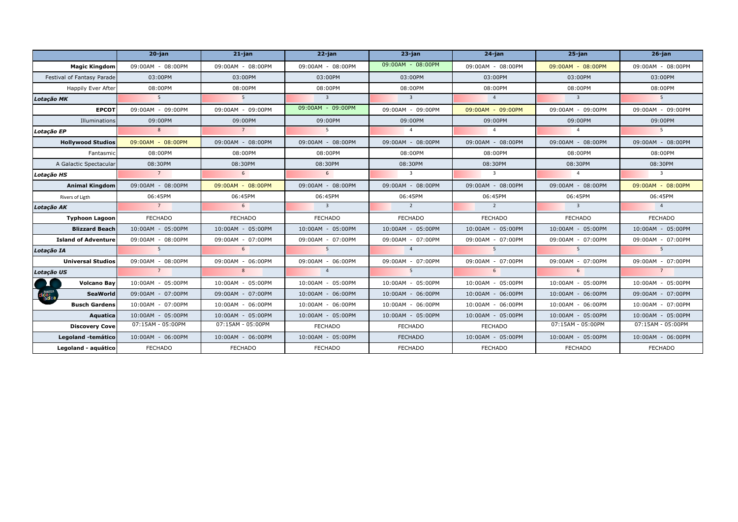| | 20-jan | 21-jan | 22-jan | 23-jan | 24-jan | 25-jan | 26-jan |
|---|---|---|---|---|---|---|---|
| **Magic Kingdom** | 09:00AM - 08:00PM | 09:00AM - 08:00PM | 09:00AM - 08:00PM | 09:00AM - 08:00PM | 09:00AM - 08:00PM | 09:00AM - 08:00PM | 09:00AM - 08:00PM |
| Festival of Fantasy Parade | 03:00PM | 03:00PM | 03:00PM | 03:00PM | 03:00PM | 03:00PM | 03:00PM |
| Happily Ever After | 08:00PM | 08:00PM | 08:00PM | 08:00PM | 08:00PM | 08:00PM | 08:00PM |
| ***Lotação MK*** | 5 | 5 | 3 | 3 | 4 | 3 | 5 |
| **EPCOT** | 09:00AM - 09:00PM | 09:00AM - 09:00PM | 09:00AM - 09:00PM | 09:00AM - 09:00PM | 09:00AM - 09:00PM | 09:00AM - 09:00PM | 09:00AM - 09:00PM |
| Illuminations | 09:00PM | 09:00PM | 09:00PM | 09:00PM | 09:00PM | 09:00PM | 09:00PM |
| ***Lotação EP*** | 8 | 7 | 5 | 4 | 4 | 4 | 5 |
| **Hollywood Studios** | 09:00AM - 08:00PM | 09:00AM - 08:00PM | 09:00AM - 08:00PM | 09:00AM - 08:00PM | 09:00AM - 08:00PM | 09:00AM - 08:00PM | 09:00AM - 08:00PM |
| Fantasmic | 08:00PM | 08:00PM | 08:00PM | 08:00PM | 08:00PM | 08:00PM | 08:00PM |
| A Galactic Spectacular | 08:30PM | 08:30PM | 08:30PM | 08:30PM | 08:30PM | 08:30PM | 08:30PM |
| ***Lotação HS*** | 7 | 6 | 6 | 3 | 3 | 4 | 3 |
| **Animal Kingdom** | 09:00AM - 08:00PM | 09:00AM - 08:00PM | 09:00AM - 08:00PM | 09:00AM - 08:00PM | 09:00AM - 08:00PM | 09:00AM - 08:00PM | 09:00AM - 08:00PM |
| Rivers of Ligth | 06:45PM | 06:45PM | 06:45PM | 06:45PM | 06:45PM | 06:45PM | 06:45PM |
| ***Lotação AK*** | 7 | 6 | 3 | 2 | 2 | 3 | 4 |
| **Typhoon Lagoon** | FECHADO | FECHADO | FECHADO | FECHADO | FECHADO | FECHADO | FECHADO |
| **Blizzard Beach** | 10:00AM - 05:00PM | 10:00AM - 05:00PM | 10:00AM - 05:00PM | 10:00AM - 05:00PM | 10:00AM - 05:00PM | 10:00AM - 05:00PM | 10:00AM - 05:00PM |
| **Island of Adventure** | 09:00AM - 08:00PM | 09:00AM - 07:00PM | 09:00AM - 07:00PM | 09:00AM - 07:00PM | 09:00AM - 07:00PM | 09:00AM - 07:00PM | 09:00AM - 07:00PM |
| ***Lotação IA*** | 5 | 6 | 5 | 4 | 5 | 5 | 5 |
| **Universal Studios** | 09:00AM - 08:00PM | 09:00AM - 06:00PM | 09:00AM - 06:00PM | 09:00AM - 07:00PM | 09:00AM - 07:00PM | 09:00AM - 07:00PM | 09:00AM - 07:00PM |
| ***Lotação US*** | 7 | 8 | 4 | 5 | 6 | 6 | 7 |
| **Volcano Bay** | 10:00AM - 05:00PM | 10:00AM - 05:00PM | 10:00AM - 05:00PM | 10:00AM - 05:00PM | 10:00AM - 05:00PM | 10:00AM - 05:00PM | 10:00AM - 05:00PM |
| **SeaWorld** | 09:00AM - 07:00PM | 09:00AM - 07:00PM | 10:00AM - 06:00PM | 10:00AM - 06:00PM | 10:00AM - 06:00PM | 10:00AM - 06:00PM | 09:00AM - 07:00PM |
| **Busch Gardens** | 10:00AM - 07:00PM | 10:00AM - 06:00PM | 10:00AM - 06:00PM | 10:00AM - 06:00PM | 10:00AM - 06:00PM | 10:00AM - 06:00PM | 10:00AM - 07:00PM |
| **Aquatica** | 10:00AM - 05:00PM | 10:00AM - 05:00PM | 10:00AM - 05:00PM | 10:00AM - 05:00PM | 10:00AM - 05:00PM | 10:00AM - 05:00PM | 10:00AM - 05:00PM |
| **Discovery Cove** | 07:15AM - 05:00PM | 07:15AM - 05:00PM | FECHADO | FECHADO | FECHADO | 07:15AM - 05:00PM | 07:15AM - 05:00PM |
| **Legoland -temático** | 10:00AM - 06:00PM | 10:00AM - 06:00PM | 10:00AM - 05:00PM | FECHADO | 10:00AM - 05:00PM | 10:00AM - 05:00PM | 10:00AM - 06:00PM |
| **Legoland - aquático** | FECHADO | FECHADO | FECHADO | FECHADO | FECHADO | FECHADO | FECHADO |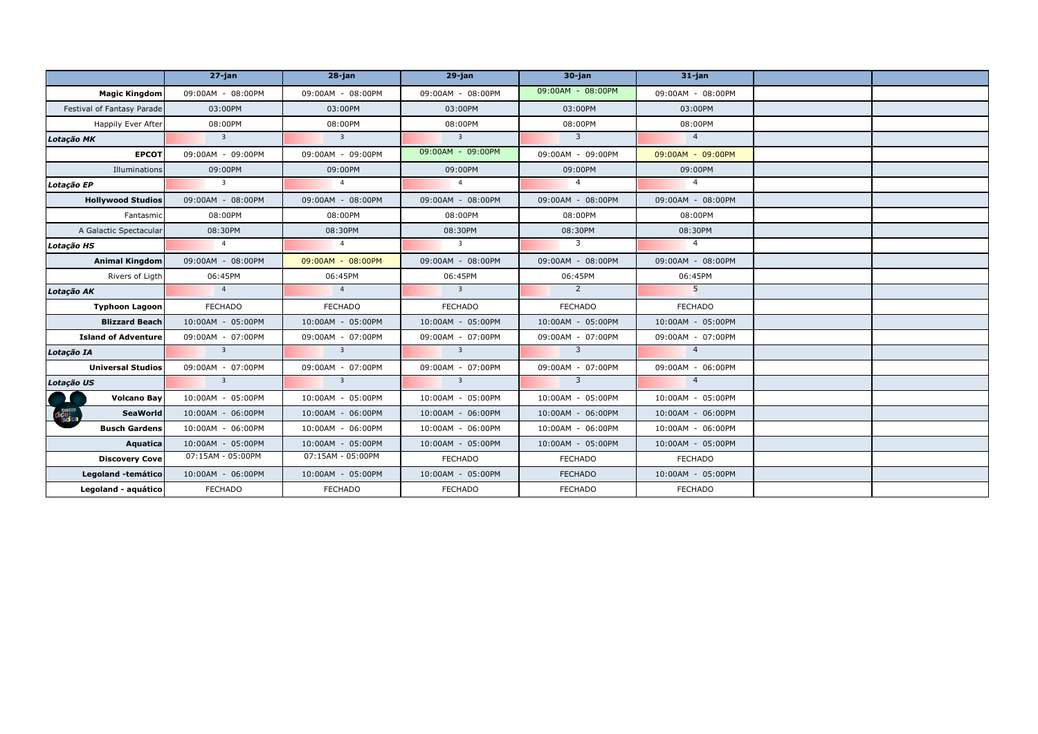| | 27-jan | 28-jan | 29-jan | 30-jan | 31-jan | | |
|---|---|---|---|---|---|---|---|
| **Magic Kingdom** | 09:00AM - 08:00PM | 09:00AM - 08:00PM | 09:00AM - 08:00PM | 09:00AM - 08:00PM | 09:00AM - 08:00PM | | |
| Festival of Fantasy Parade | 03:00PM | 03:00PM | 03:00PM | 03:00PM | 03:00PM | | |
| Happily Ever After | 08:00PM | 08:00PM | 08:00PM | 08:00PM | 08:00PM | | |
| ***Lotação MK*** | 3 | 3 | 3 | 3 | 4 | | |
| **EPCOT** | 09:00AM - 09:00PM | 09:00AM - 09:00PM | 09:00AM - 09:00PM | 09:00AM - 09:00PM | 09:00AM - 09:00PM | | |
| Illuminations | 09:00PM | 09:00PM | 09:00PM | 09:00PM | 09:00PM | | |
| ***Lotação EP*** | 3 | 4 | 4 | 4 | 4 | | |
| **Hollywood Studios** | 09:00AM - 08:00PM | 09:00AM - 08:00PM | 09:00AM - 08:00PM | 09:00AM - 08:00PM | 09:00AM - 08:00PM | | |
| Fantasmic | 08:00PM | 08:00PM | 08:00PM | 08:00PM | 08:00PM | | |
| A Galactic Spectacular | 08:30PM | 08:30PM | 08:30PM | 08:30PM | 08:30PM | | |
| ***Lotação HS*** | 4 | 4 | 3 | 3 | 4 | | |
| **Animal Kingdom** | 09:00AM - 08:00PM | 09:00AM - 08:00PM | 09:00AM - 08:00PM | 09:00AM - 08:00PM | 09:00AM - 08:00PM | | |
| Rivers of Ligth | 06:45PM | 06:45PM | 06:45PM | 06:45PM | 06:45PM | | |
| ***Lotação AK*** | 4 | 4 | 3 | 2 | 5 | | |
| **Typhoon Lagoon** | FECHADO | FECHADO | FECHADO | FECHADO | FECHADO | | |
| **Blizzard Beach** | 10:00AM - 05:00PM | 10:00AM - 05:00PM | 10:00AM - 05:00PM | 10:00AM - 05:00PM | 10:00AM - 05:00PM | | |
| **Island of Adventure** | 09:00AM - 07:00PM | 09:00AM - 07:00PM | 09:00AM - 07:00PM | 09:00AM - 07:00PM | 09:00AM - 07:00PM | | |
| ***Lotação IA*** | 3 | 3 | 3 | 3 | 4 | | |
| **Universal Studios** | 09:00AM - 07:00PM | 09:00AM - 07:00PM | 09:00AM - 07:00PM | 09:00AM - 07:00PM | 09:00AM - 06:00PM | | |
| ***Lotação US*** | 3 | 3 | 3 | 3 | 4 | | |
| **Volcano Bay** | 10:00AM - 05:00PM | 10:00AM - 05:00PM | 10:00AM - 05:00PM | 10:00AM - 05:00PM | 10:00AM - 05:00PM | | |
| **SeaWorld** | 10:00AM - 06:00PM | 10:00AM - 06:00PM | 10:00AM - 06:00PM | 10:00AM - 06:00PM | 10:00AM - 06:00PM | | |
| **Busch Gardens** | 10:00AM - 06:00PM | 10:00AM - 06:00PM | 10:00AM - 06:00PM | 10:00AM - 06:00PM | 10:00AM - 06:00PM | | |
| **Aquatica** | 10:00AM - 05:00PM | 10:00AM - 05:00PM | 10:00AM - 05:00PM | 10:00AM - 05:00PM | 10:00AM - 05:00PM | | |
| **Discovery Cove** | 07:15AM - 05:00PM | 07:15AM - 05:00PM | FECHADO | FECHADO | FECHADO | | |
| **Legoland -temático** | 10:00AM - 06:00PM | 10:00AM - 05:00PM | 10:00AM - 05:00PM | FECHADO | 10:00AM - 05:00PM | | |
| **Legoland - aquático** | FECHADO | FECHADO | FECHADO | FECHADO | FECHADO | | |